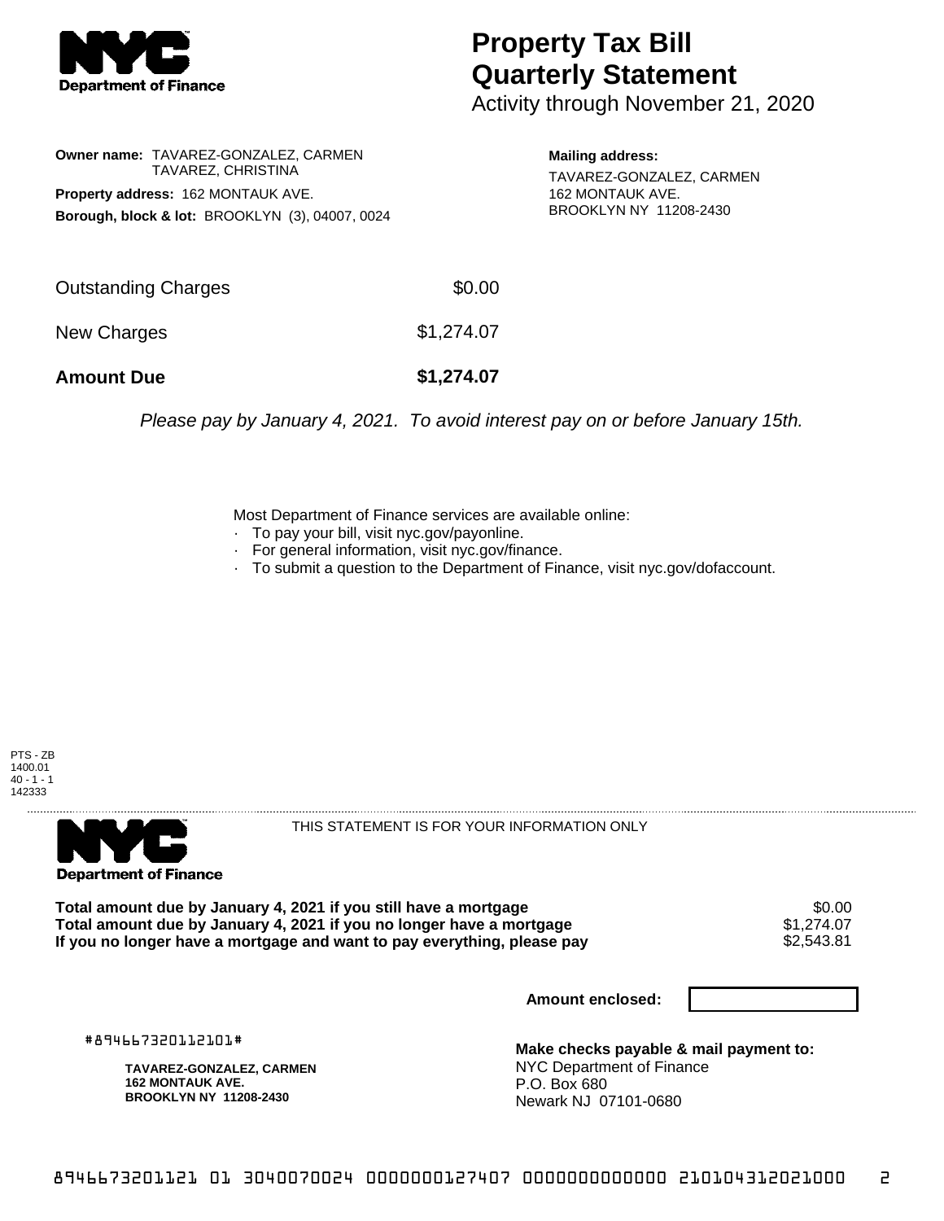# Property Tax Bill Quarterly Statement

Activity through November 21, 2020

**Owner name:** TAVAREZ-GONZALEZ, CARMEN
TAVAREZ, CHRISTINA

**Property address:** 162 MONTAUK AVE.

**Borough, block & lot:** BROOKLYN (3), 04007, 0024

**Mailing address:**
TAVAREZ-GONZALEZ, CARMEN
162 MONTAUK AVE.
BROOKLYN NY 11208-2430

| | |
|---|---|
| Outstanding Charges | $0.00 |
| New Charges | $1,274.07 |
| **Amount Due** | **$1,274.07** |

*Please pay by January 4, 2021. To avoid interest pay on or before January 15th.*

Most Department of Finance services are available online:

- To pay your bill, visit nyc.gov/payonline.
- For general information, visit nyc.gov/finance.
- To submit a question to the Department of Finance, visit nyc.gov/dofaccount.

PTS - ZB
1400.01
40 - 1 - 1
142333

THIS STATEMENT IS FOR YOUR INFORMATION ONLY

| | |
|---|---|
| **Total amount due by January 4, 2021 if you still have a mortgage** | $0.00 |
| **Total amount due by January 4, 2021 if you no longer have a mortgage** | $1,274.07 |
| **If you no longer have a mortgage and want to pay everything, please pay** | $2,543.81 |

**Amount enclosed:**

#894667320112101#

**TAVAREZ-GONZALEZ, CARMEN**
**162 MONTAUK AVE.**
**BROOKLYN NY 11208-2430**

**Make checks payable & mail payment to:**
NYC Department of Finance
P.O. Box 680
Newark NJ 07101-0680

8946673201121 01 3040070024 0000000127407 0000000000000 210104312021000 2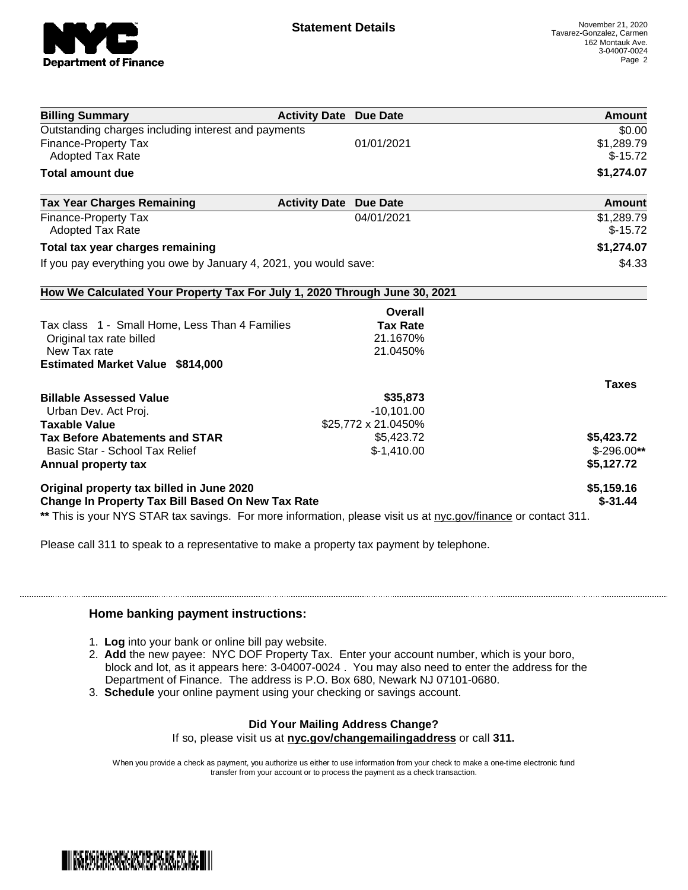# Statement Details

November 21, 2020
Tavarez-Gonzalez, Carmen
162 Montauk Ave.
3-04007-0024

| Billing Summary | Activity Date | Due Date | Amount |
|---|---|---|---|
| Outstanding charges including interest and payments | | | $0.00 |
| Finance-Property Tax | | 01/01/2021 | $1,289.79 |
| Adopted Tax Rate | | | $-15.72 |
| **Total amount due** | | | **$1,274.07** |

| Tax Year Charges Remaining | Activity Date | Due Date | Amount |
|---|---|---|---|
| Finance-Property Tax | | 04/01/2021 | $1,289.79 |
| Adopted Tax Rate | | | $-15.72 |
| **Total tax year charges remaining** | | | **$1,274.07** |
| If you pay everything you owe by January 4, 2021, you would save: | | | $4.33 |

**How We Calculated Your Property Tax For July 1, 2020 Through June 30, 2021**

| | Overall Tax Rate | |
|---|---|---|
| Tax class 1 - Small Home, Less Than 4 Families | | |
| Original tax rate billed | 21.1670% | |
| New Tax rate | 21.0450% | |
| **Estimated Market Value $814,000** | | |
| | | **Taxes** |
| **Billable Assessed Value** | **$35,873** | |
| Urban Dev. Act Proj. | -10,101.00 | |
| **Taxable Value** | $25,772 x 21.0450% | |
| **Tax Before Abatements and STAR** | $5,423.72 | **$5,423.72** |
| Basic Star - School Tax Relief | $-1,410.00 | $-296.00** |
| **Annual property tax** | | **$5,127.72** |
| **Original property tax billed in June 2020** | | **$5,159.16** |
| **Change In Property Tax Bill Based On New Tax Rate** | | **$-31.44** |

** This is your NYS STAR tax savings. For more information, please visit us at nyc.gov/finance or contact 311.

Please call 311 to speak to a representative to make a property tax payment by telephone.

## Home banking payment instructions:

1. **Log** into your bank or online bill pay website.
2. **Add** the new payee: NYC DOF Property Tax. Enter your account number, which is your boro, block and lot, as it appears here: 3-04007-0024 . You may also need to enter the address for the Department of Finance. The address is P.O. Box 680, Newark NJ 07101-0680.
3. **Schedule** your online payment using your checking or savings account.

**Did Your Mailing Address Change?**
If so, please visit us at **nyc.gov/changemailingaddress** or call **311.**

When you provide a check as payment, you authorize us either to use information from your check to make a one-time electronic fund transfer from your account or to process the payment as a check transaction.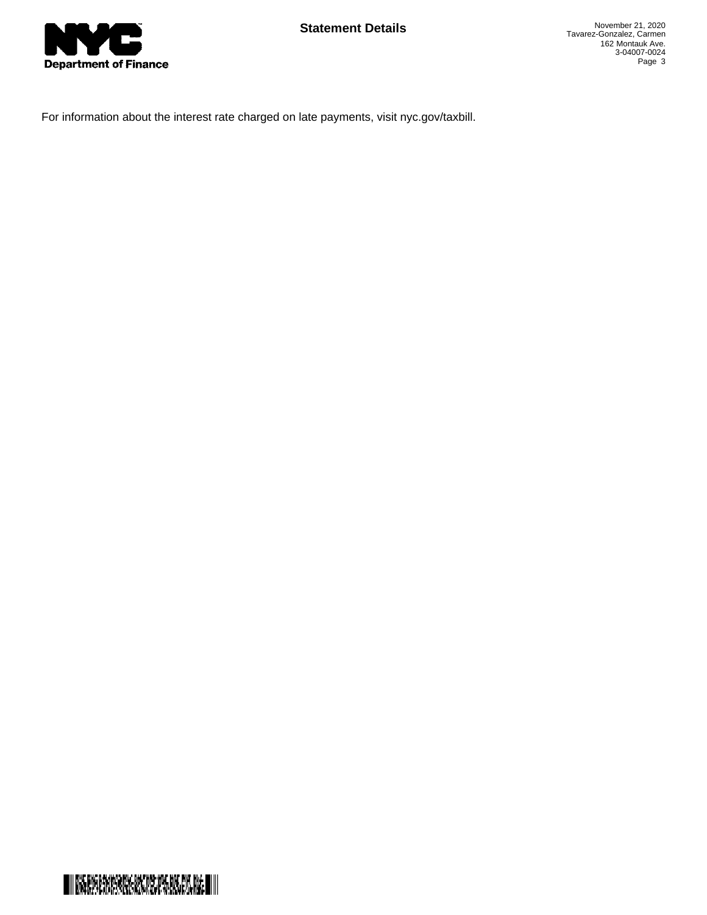For information about the interest rate charged on late payments, visit nyc.gov/taxbill.